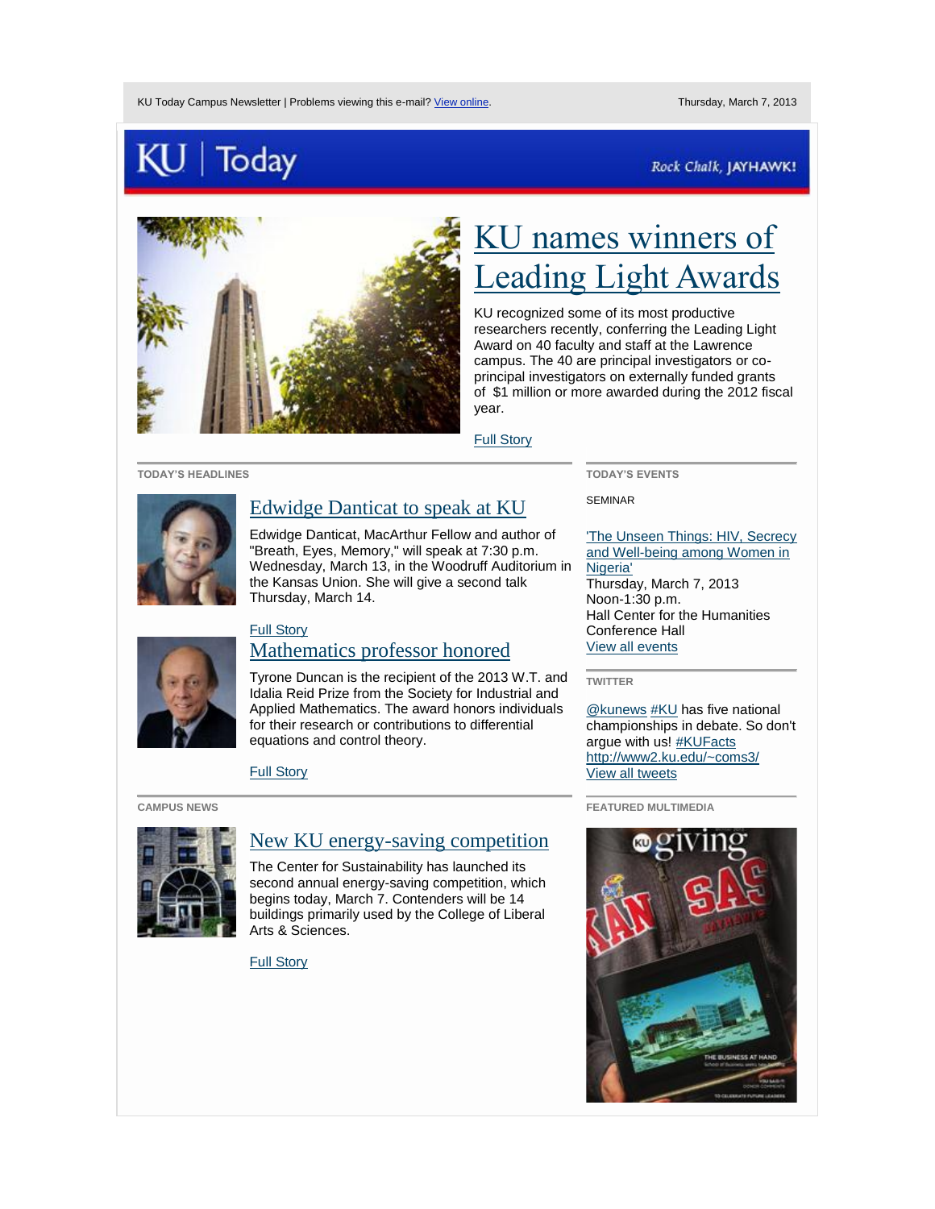KU Today Campus Newsletter | Problems viewing this e-mail? View online.

Thursday, March 7, 2013

# KU | Today

*Rock Chalk, JAYHAWK!*

## KU names winners of Leading Light Awards

KU recognized some of its most productive researchers recently, conferring the Leading Light Award on 40 faculty and staff at the Lawrence campus. The 40 are principal investigators or co-principal investigators on externally funded grants of $1 million or more awarded during the 2012 fiscal year.

Full Story

### TODAY'S HEADLINES

#### Edwidge Danticat to speak at KU

Edwidge Danticat, MacArthur Fellow and author of "Breath, Eyes, Memory," will speak at 7:30 p.m. Wednesday, March 13, in the Woodruff Auditorium in the Kansas Union. She will give a second talk Thursday, March 14.

Full Story

#### Mathematics professor honored

Tyrone Duncan is the recipient of the 2013 W.T. and Idalia Reid Prize from the Society for Industrial and Applied Mathematics. The award honors individuals for their research or contributions to differential equations and control theory.

Full Story

### CAMPUS NEWS

#### New KU energy-saving competition

The Center for Sustainability has launched its second annual energy-saving competition, which begins today, March 7. Contenders will be 14 buildings primarily used by the College of Liberal Arts & Sciences.

Full Story

### TODAY'S EVENTS

SEMINAR

'The Unseen Things: HIV, Secrecy and Well-being among Women in Nigeria'
Thursday, March 7, 2013
Noon-1:30 p.m.
Hall Center for the Humanities Conference Hall
View all events

### TWITTER

@kunews #KU has five national championships in debate. So don't argue with us! #KUFacts http://www2.ku.edu/~coms3/
View all tweets

### FEATURED MULTIMEDIA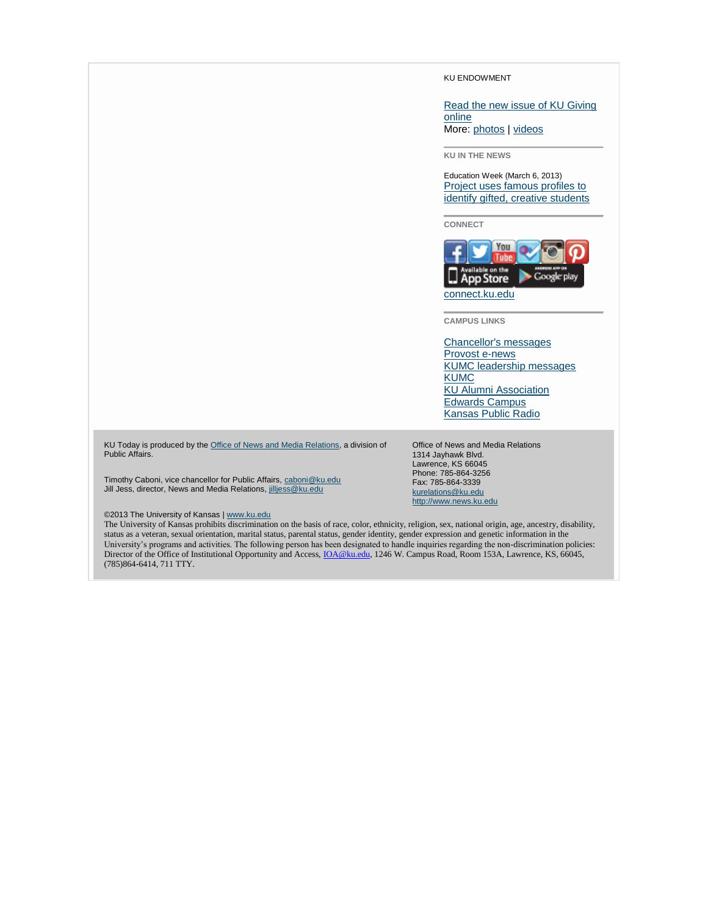KU ENDOWMENT

Read the new issue of KU Giving online
More: photos | videos

**KU IN THE NEWS**

Education Week (March 6, 2013)
Project uses famous profiles to identify gifted, creative students

**CONNECT**

connect.ku.edu

**CAMPUS LINKS**

Chancellor's messages
Provost e-news
KUMC leadership messages
KUMC
KU Alumni Association
Edwards Campus
Kansas Public Radio

KU Today is produced by the Office of News and Media Relations, a division of Public Affairs.

Timothy Caboni, vice chancellor for Public Affairs, caboni@ku.edu
Jill Jess, director, News and Media Relations, jilljess@ku.edu

Office of News and Media Relations
1314 Jayhawk Blvd.
Lawrence, KS 66045
Phone: 785-864-3256
Fax: 785-864-3339
kurelations@ku.edu
http://www.news.ku.edu

©2013 The University of Kansas | www.ku.edu

The University of Kansas prohibits discrimination on the basis of race, color, ethnicity, religion, sex, national origin, age, ancestry, disability, status as a veteran, sexual orientation, marital status, parental status, gender identity, gender expression and genetic information in the University's programs and activities. The following person has been designated to handle inquiries regarding the non-discrimination policies: Director of the Office of Institutional Opportunity and Access, IOA@ku.edu, 1246 W. Campus Road, Room 153A, Lawrence, KS, 66045, (785)864-6414, 711 TTY.